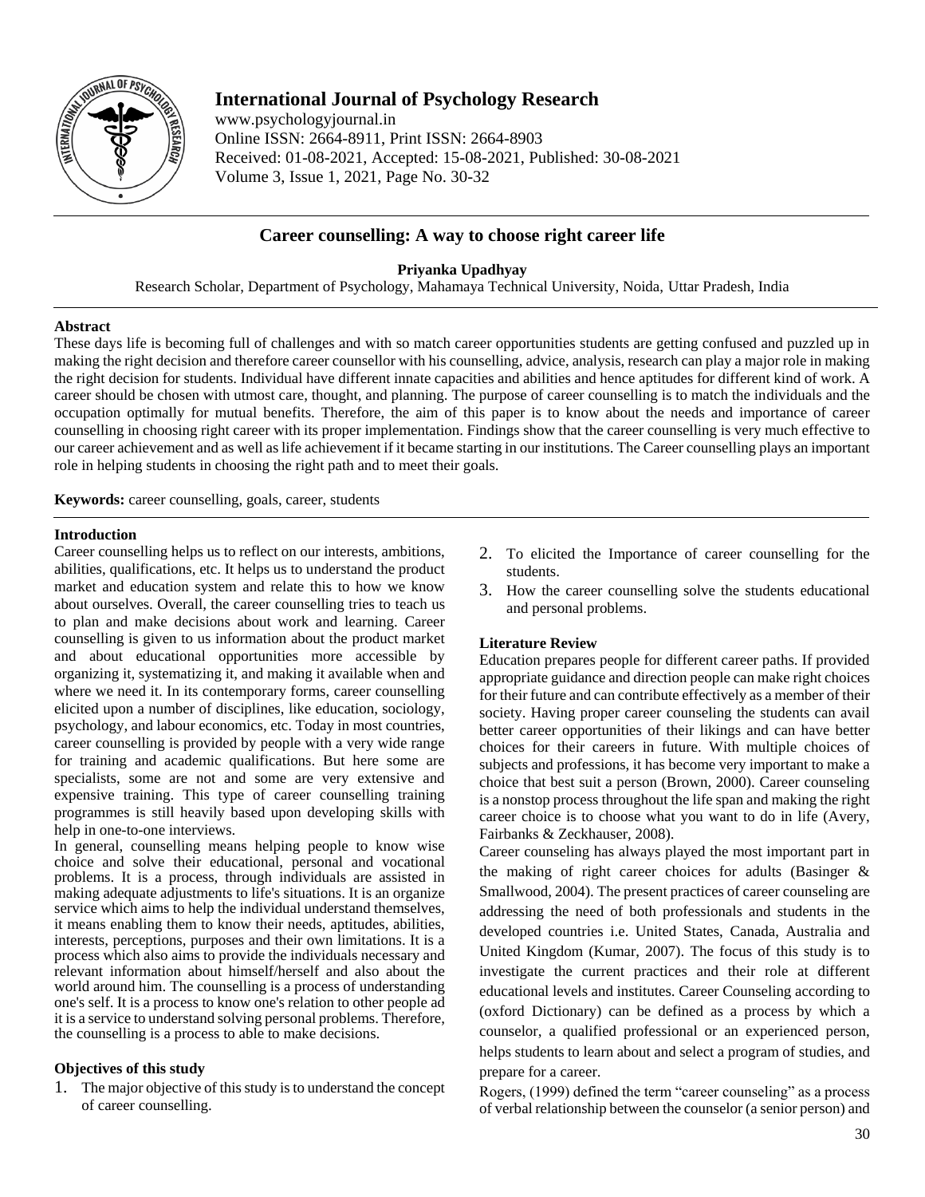# Career counselling: A way to choose right career life

**Priyanka Upadhyay**

Research Scholar, Department of Psychology, Mahamaya Technical University, Noida, Uttar Pradesh, India

## Abstract

These days life is becoming full of challenges and with so match career opportunities students are getting confused and puzzled up in making the right decision and therefore career counsellor with his counselling, advice, analysis, research can play a major role in making the right decision for students. Individual have different innate capacities and abilities and hence aptitudes for different kind of work. A career should be chosen with utmost care, thought, and planning. The purpose of career counselling is to match the individuals and the occupation optimally for mutual benefits. Therefore, the aim of this paper is to know about the needs and importance of career counselling in choosing right career with its proper implementation. Findings show that the career counselling is very much effective to our career achievement and as well as life achievement if it became starting in our institutions. The Career counselling plays an important role in helping students in choosing the right path and to meet their goals.

**Keywords:** career counselling, goals, career, students

## Introduction

Career counselling helps us to reflect on our interests, ambitions, abilities, qualifications, etc. It helps us to understand the product market and education system and relate this to how we know about ourselves. Overall, the career counselling tries to teach us to plan and make decisions about work and learning. Career counselling is given to us information about the product market and about educational opportunities more accessible by organizing it, systematizing it, and making it available when and where we need it. In its contemporary forms, career counselling elicited upon a number of disciplines, like education, sociology, psychology, and labour economics, etc. Today in most countries, career counselling is provided by people with a very wide range for training and academic qualifications. But here some are specialists, some are not and some are very extensive and expensive training. This type of career counselling training programmes is still heavily based upon developing skills with help in one-to-one interviews.

In general, counselling means helping people to know wise choice and solve their educational, personal and vocational problems. It is a process, through individuals are assisted in making adequate adjustments to life's situations. It is an organize service which aims to help the individual understand themselves, it means enabling them to know their needs, aptitudes, abilities, interests, perceptions, purposes and their own limitations. It is a process which also aims to provide the individuals necessary and relevant information about himself/herself and also about the world around him. The counselling is a process of understanding one's self. It is a process to know one's relation to other people ad it is a service to understand solving personal problems. Therefore, the counselling is a process to able to make decisions.

## Objectives of this study

1. The major objective of this study is to understand the concept of career counselling.
2. To elicited the Importance of career counselling for the students.
3. How the career counselling solve the students educational and personal problems.

## Literature Review

Education prepares people for different career paths. If provided appropriate guidance and direction people can make right choices for their future and can contribute effectively as a member of their society. Having proper career counseling the students can avail better career opportunities of their likings and can have better choices for their careers in future. With multiple choices of subjects and professions, it has become very important to make a choice that best suit a person (Brown, 2000). Career counseling is a nonstop process throughout the life span and making the right career choice is to choose what you want to do in life (Avery, Fairbanks & Zeckhauser, 2008).

Career counseling has always played the most important part in the making of right career choices for adults (Basinger & Smallwood, 2004). The present practices of career counseling are addressing the need of both professionals and students in the developed countries i.e. United States, Canada, Australia and United Kingdom (Kumar, 2007). The focus of this study is to investigate the current practices and their role at different educational levels and institutes. Career Counseling according to (oxford Dictionary) can be defined as a process by which a counselor, a qualified professional or an experienced person, helps students to learn about and select a program of studies, and prepare for a career.

Rogers, (1999) defined the term "career counseling" as a process of verbal relationship between the counselor (a senior person) and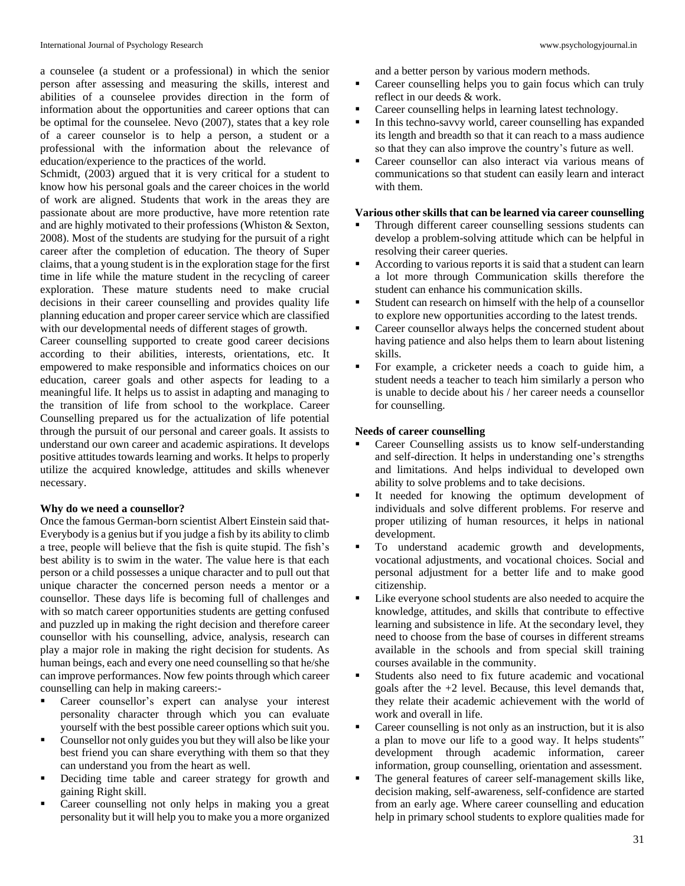a counselee (a student or a professional) in which the senior person after assessing and measuring the skills, interest and abilities of a counselee provides direction in the form of information about the opportunities and career options that can be optimal for the counselee. Nevo (2007), states that a key role of a career counselor is to help a person, a student or a professional with the information about the relevance of education/experience to the practices of the world.

Schmidt, (2003) argued that it is very critical for a student to know how his personal goals and the career choices in the world of work are aligned. Students that work in the areas they are passionate about are more productive, have more retention rate and are highly motivated to their professions (Whiston & Sexton, 2008). Most of the students are studying for the pursuit of a right career after the completion of education. The theory of Super claims, that a young student is in the exploration stage for the first time in life while the mature student in the recycling of career exploration. These mature students need to make crucial decisions in their career counselling and provides quality life planning education and proper career service which are classified with our developmental needs of different stages of growth.

Career counselling supported to create good career decisions according to their abilities, interests, orientations, etc. It empowered to make responsible and informatics choices on our education, career goals and other aspects for leading to a meaningful life. It helps us to assist in adapting and managing to the transition of life from school to the workplace. Career Counselling prepared us for the actualization of life potential through the pursuit of our personal and career goals. It assists to understand our own career and academic aspirations. It develops positive attitudes towards learning and works. It helps to properly utilize the acquired knowledge, attitudes and skills whenever necessary.

**Why do we need a counsellor?**

Once the famous German-born scientist Albert Einstein said that- Everybody is a genius but if you judge a fish by its ability to climb a tree, people will believe that the fish is quite stupid. The fish's best ability is to swim in the water. The value here is that each person or a child possesses a unique character and to pull out that unique character the concerned person needs a mentor or a counsellor. These days life is becoming full of challenges and with so match career opportunities students are getting confused and puzzled up in making the right decision and therefore career counsellor with his counselling, advice, analysis, research can play a major role in making the right decision for students. As human beings, each and every one need counselling so that he/she can improve performances. Now few points through which career counselling can help in making careers:-

- Career counsellor's expert can analyse your interest personality character through which you can evaluate yourself with the best possible career options which suit you.
- Counsellor not only guides you but they will also be like your best friend you can share everything with them so that they can understand you from the heart as well.
- Deciding time table and career strategy for growth and gaining Right skill.
- Career counselling not only helps in making you a great personality but it will help you to make you a more organized and a better person by various modern methods.
- Career counselling helps you to gain focus which can truly reflect in our deeds & work.
- Career counselling helps in learning latest technology.
- In this techno-savvy world, career counselling has expanded its length and breadth so that it can reach to a mass audience so that they can also improve the country's future as well.
- Career counsellor can also interact via various means of communications so that student can easily learn and interact with them.

**Various other skills that can be learned via career counselling**

- Through different career counselling sessions students can develop a problem-solving attitude which can be helpful in resolving their career queries.
- According to various reports it is said that a student can learn a lot more through Communication skills therefore the student can enhance his communication skills.
- Student can research on himself with the help of a counsellor to explore new opportunities according to the latest trends.
- Career counsellor always helps the concerned student about having patience and also helps them to learn about listening skills.
- For example, a cricketer needs a coach to guide him, a student needs a teacher to teach him similarly a person who is unable to decide about his / her career needs a counsellor for counselling.

**Needs of career counselling**

- Career Counselling assists us to know self-understanding and self-direction. It helps in understanding one's strengths and limitations. And helps individual to developed own ability to solve problems and to take decisions.
- It needed for knowing the optimum development of individuals and solve different problems. For reserve and proper utilizing of human resources, it helps in national development.
- To understand academic growth and developments, vocational adjustments, and vocational choices. Social and personal adjustment for a better life and to make good citizenship.
- Like everyone school students are also needed to acquire the knowledge, attitudes, and skills that contribute to effective learning and subsistence in life. At the secondary level, they need to choose from the base of courses in different streams available in the schools and from special skill training courses available in the community.
- Students also need to fix future academic and vocational goals after the +2 level. Because, this level demands that, they relate their academic achievement with the world of work and overall in life.
- Career counselling is not only as an instruction, but it is also a plan to move our life to a good way. It helps students" development through academic information, career information, group counselling, orientation and assessment.
- The general features of career self-management skills like, decision making, self-awareness, self-confidence are started from an early age. Where career counselling and education help in primary school students to explore qualities made for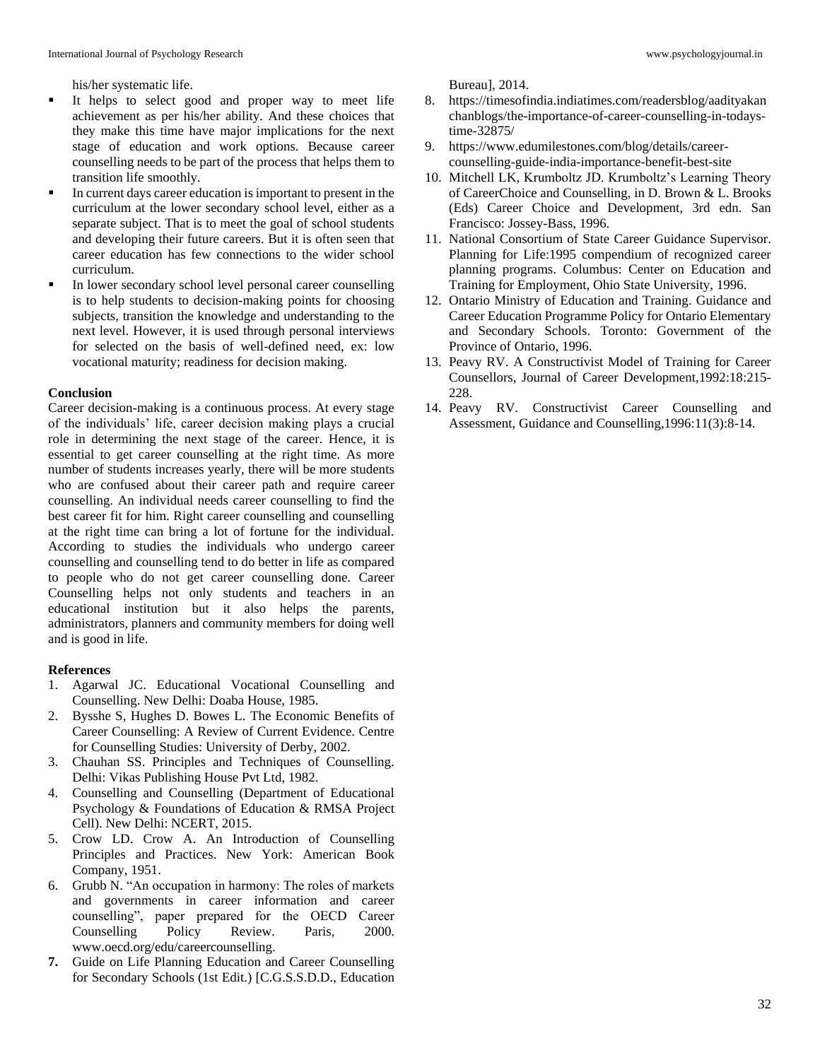his/her systematic life.

- It helps to select good and proper way to meet life achievement as per his/her ability. And these choices that they make this time have major implications for the next stage of education and work options. Because career counselling needs to be part of the process that helps them to transition life smoothly.
- In current days career education is important to present in the curriculum at the lower secondary school level, either as a separate subject. That is to meet the goal of school students and developing their future careers. But it is often seen that career education has few connections to the wider school curriculum.
- In lower secondary school level personal career counselling is to help students to decision-making points for choosing subjects, transition the knowledge and understanding to the next level. However, it is used through personal interviews for selected on the basis of well-defined need, ex: low vocational maturity; readiness for decision making.

**Conclusion**

Career decision-making is a continuous process. At every stage of the individuals' life, career decision making plays a crucial role in determining the next stage of the career. Hence, it is essential to get career counselling at the right time. As more number of students increases yearly, there will be more students who are confused about their career path and require career counselling. An individual needs career counselling to find the best career fit for him. Right career counselling and counselling at the right time can bring a lot of fortune for the individual. According to studies the individuals who undergo career counselling and counselling tend to do better in life as compared to people who do not get career counselling done. Career Counselling helps not only students and teachers in an educational institution but it also helps the parents, administrators, planners and community members for doing well and is good in life.

**References**

1. Agarwal JC. Educational Vocational Counselling and Counselling. New Delhi: Doaba House, 1985.
2. Bysshe S, Hughes D. Bowes L. The Economic Benefits of Career Counselling: A Review of Current Evidence. Centre for Counselling Studies: University of Derby, 2002.
3. Chauhan SS. Principles and Techniques of Counselling. Delhi: Vikas Publishing House Pvt Ltd, 1982.
4. Counselling and Counselling (Department of Educational Psychology & Foundations of Education & RMSA Project Cell). New Delhi: NCERT, 2015.
5. Crow LD. Crow A. An Introduction of Counselling Principles and Practices. New York: American Book Company, 1951.
6. Grubb N. "An occupation in harmony: The roles of markets and governments in career information and career counselling", paper prepared for the OECD Career Counselling Policy Review. Paris, 2000. www.oecd.org/edu/careercounselling.
7. Guide on Life Planning Education and Career Counselling for Secondary Schools (1st Edit.) [C.G.S.S.D.D., Education Bureau], 2014.
8. https://timesofindia.indiatimes.com/readersblog/aadityakanchanblogs/the-importance-of-career-counselling-in-todays-time-32875/
9. https://www.edumilestones.com/blog/details/career-counselling-guide-india-importance-benefit-best-site
10. Mitchell LK, Krumboltz JD. Krumboltz's Learning Theory of CareerChoice and Counselling, in D. Brown & L. Brooks (Eds) Career Choice and Development, 3rd edn. San Francisco: Jossey-Bass, 1996.
11. National Consortium of State Career Guidance Supervisor. Planning for Life:1995 compendium of recognized career planning programs. Columbus: Center on Education and Training for Employment, Ohio State University, 1996.
12. Ontario Ministry of Education and Training. Guidance and Career Education Programme Policy for Ontario Elementary and Secondary Schools. Toronto: Government of the Province of Ontario, 1996.
13. Peavy RV. A Constructivist Model of Training for Career Counsellors, Journal of Career Development,1992:18:215-228.
14. Peavy RV. Constructivist Career Counselling and Assessment, Guidance and Counselling,1996:11(3):8-14.